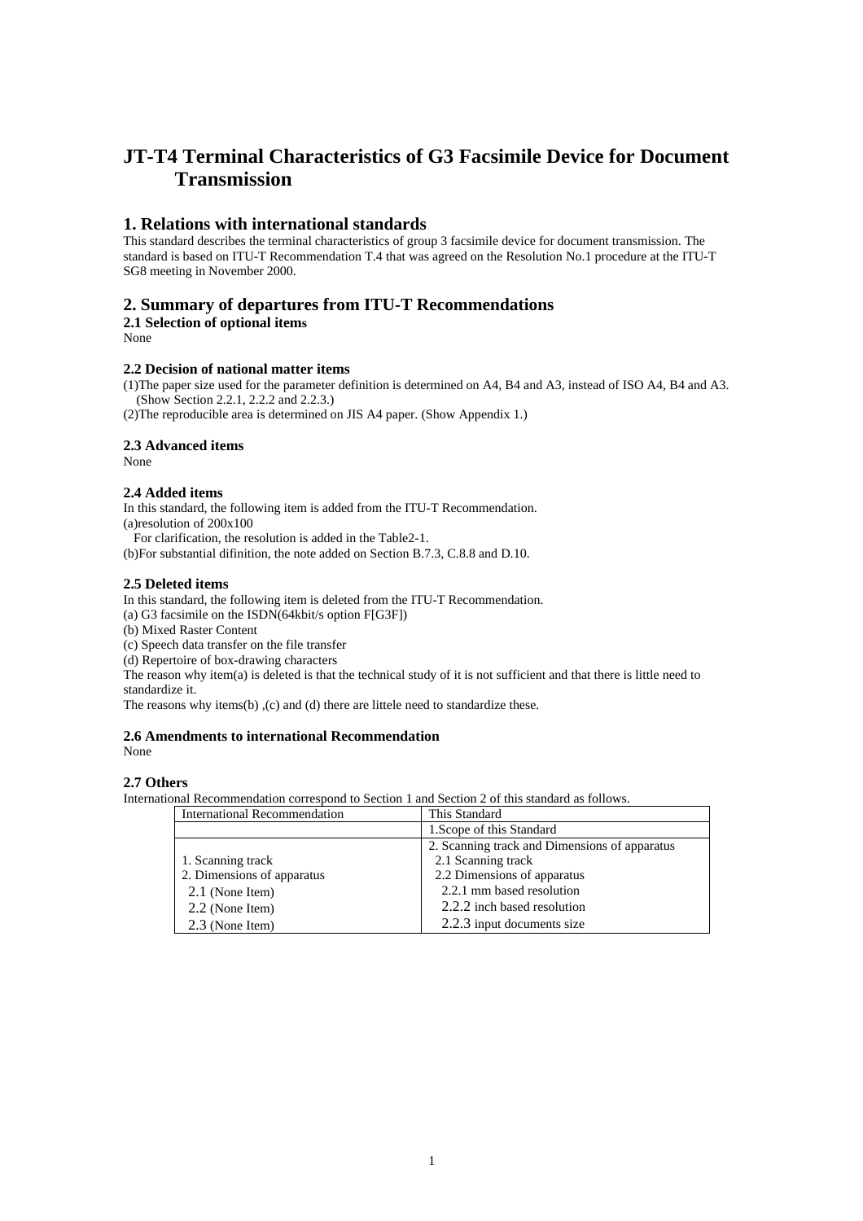# JT-T4 Terminal Characteristics of G3 Facsimile Device for Document Transmission

## 1. Relations with international standards

This standard describes the terminal characteristics of group 3 facsimile device for document transmission. The standard is based on ITU-T Recommendation T.4 that was agreed on the Resolution No.1 procedure at the ITU-T SG8 meeting in November 2000.

## 2. Summary of departures from ITU-T Recommendations

### 2.1 Selection of optional items

None

### 2.2 Decision of national matter items

(1)The paper size used for the parameter definition is determined on A4, B4 and A3, instead of ISO A4, B4 and A3. (Show Section 2.2.1, 2.2.2 and 2.2.3.)

(2)The reproducible area is determined on JIS A4 paper. (Show Appendix 1.)

### 2.3 Advanced items

None

### 2.4 Added items

In this standard, the following item is added from the ITU-T Recommendation.

(a)resolution of 200x100

For clarification, the resolution is added in the Table2-1.

(b)For substantial difinition, the note added on Section B.7.3, C.8.8 and D.10.

### 2.5 Deleted items

In this standard, the following item is deleted from the ITU-T Recommendation.

(a) G3 facsimile on the ISDN(64kbit/s option F[G3F])

(b) Mixed Raster Content

(c) Speech data transfer on the file transfer

(d) Repertoire of box-drawing characters

The reason why item(a) is deleted is that the technical study of it is not sufficient and that there is little need to standardize it.

The reasons why items(b) ,(c) and (d) there are littele need to standardize these.

### 2.6 Amendments to international Recommendation

None

### 2.7 Others

International Recommendation correspond to Section 1 and Section 2 of this standard as follows.

| International Recommendation | This Standard |
|---|---|
| | 1.Scope of this Standard |
| | 2. Scanning track and Dimensions of apparatus |
| 1. Scanning track | 2.1 Scanning track |
| 2. Dimensions of apparatus | 2.2 Dimensions of apparatus |
| 2.1 (None Item) | 2.2.1 mm based resolution |
| 2.2 (None Item) | 2.2.2 inch based resolution |
| 2.3 (None Item) | 2.2.3 input documents size |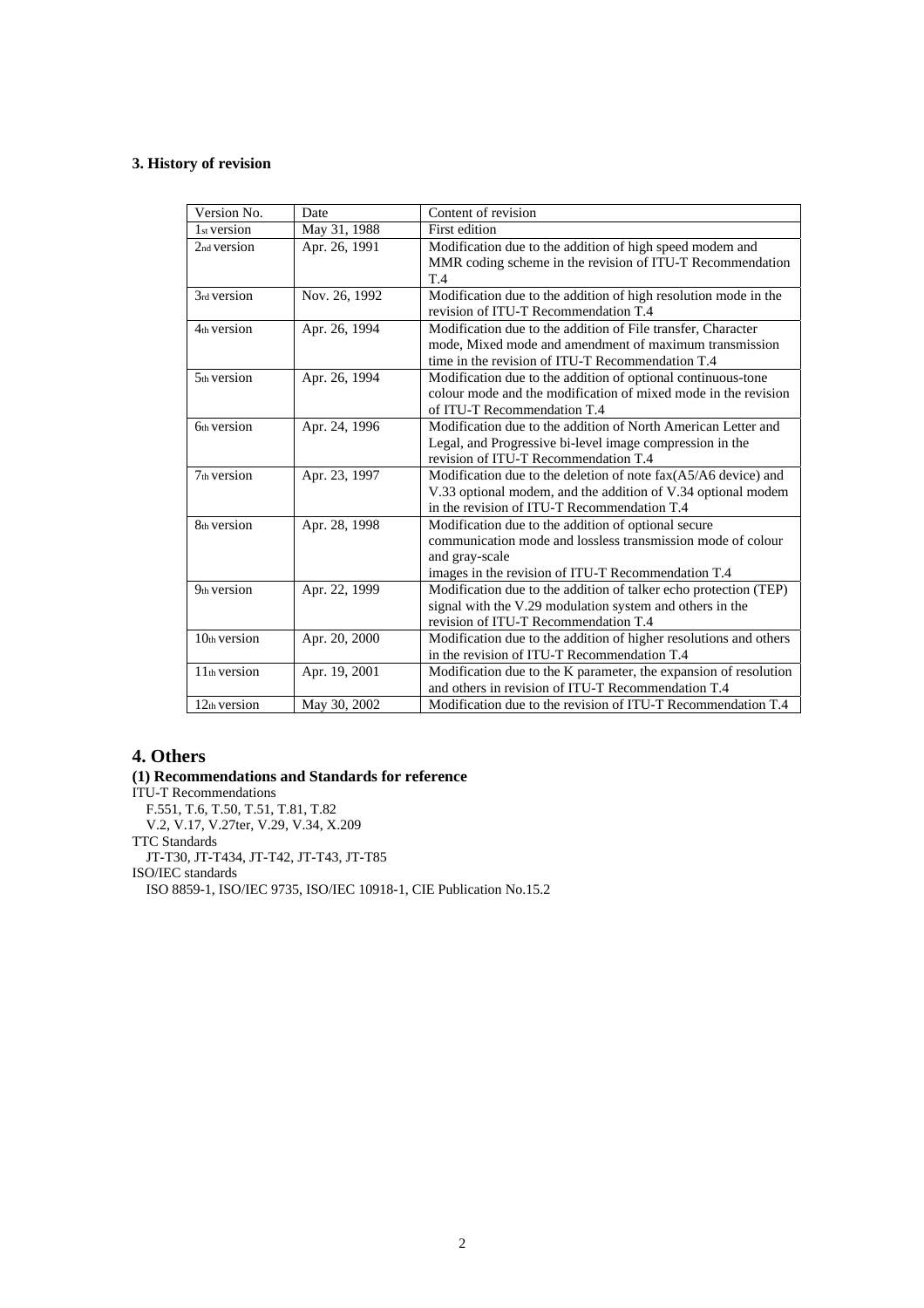### 3. History of revision

| Version No. | Date | Content of revision |
|---|---|---|
| 1st version | May 31, 1988 | First edition |
| 2nd version | Apr. 26, 1991 | Modification due to the addition of high speed modem and MMR coding scheme in the revision of ITU-T Recommendation T.4 |
| 3rd version | Nov. 26, 1992 | Modification due to the addition of high resolution mode in the revision of ITU-T Recommendation T.4 |
| 4th version | Apr. 26, 1994 | Modification due to the addition of File transfer, Character mode, Mixed mode and amendment of maximum transmission time in the revision of ITU-T Recommendation T.4 |
| 5th version | Apr. 26, 1994 | Modification due to the addition of optional continuous-tone colour mode and the modification of mixed mode in the revision of ITU-T Recommendation T.4 |
| 6th version | Apr. 24, 1996 | Modification due to the addition of North American Letter and Legal, and Progressive bi-level image compression in the revision of ITU-T Recommendation T.4 |
| 7th version | Apr. 23, 1997 | Modification due to the deletion of note fax(A5/A6 device) and V.33 optional modem, and the addition of V.34 optional modem in the revision of ITU-T Recommendation T.4 |
| 8th version | Apr. 28, 1998 | Modification due to the addition of optional secure communication mode and lossless transmission mode of colour and gray-scale images in the revision of ITU-T Recommendation T.4 |
| 9th version | Apr. 22, 1999 | Modification due to the addition of talker echo protection (TEP) signal with the V.29 modulation system and others in the revision of ITU-T Recommendation T.4 |
| 10th version | Apr. 20, 2000 | Modification due to the addition of higher resolutions and others in the revision of ITU-T Recommendation T.4 |
| 11th version | Apr. 19, 2001 | Modification due to the K parameter, the expansion of resolution and others in revision of ITU-T Recommendation T.4 |
| 12th version | May 30, 2002 | Modification due to the revision of ITU-T Recommendation T.4 |

## 4. Others

### (1) Recommendations and Standards for reference

ITU-T Recommendations
F.551, T.6, T.50, T.51, T.81, T.82
V.2, V.17, V.27ter, V.29, V.34, X.209

TTC Standards
JT-T30, JT-T434, JT-T42, JT-T43, JT-T85

ISO/IEC standards
ISO 8859-1, ISO/IEC 9735, ISO/IEC 10918-1, CIE Publication No.15.2